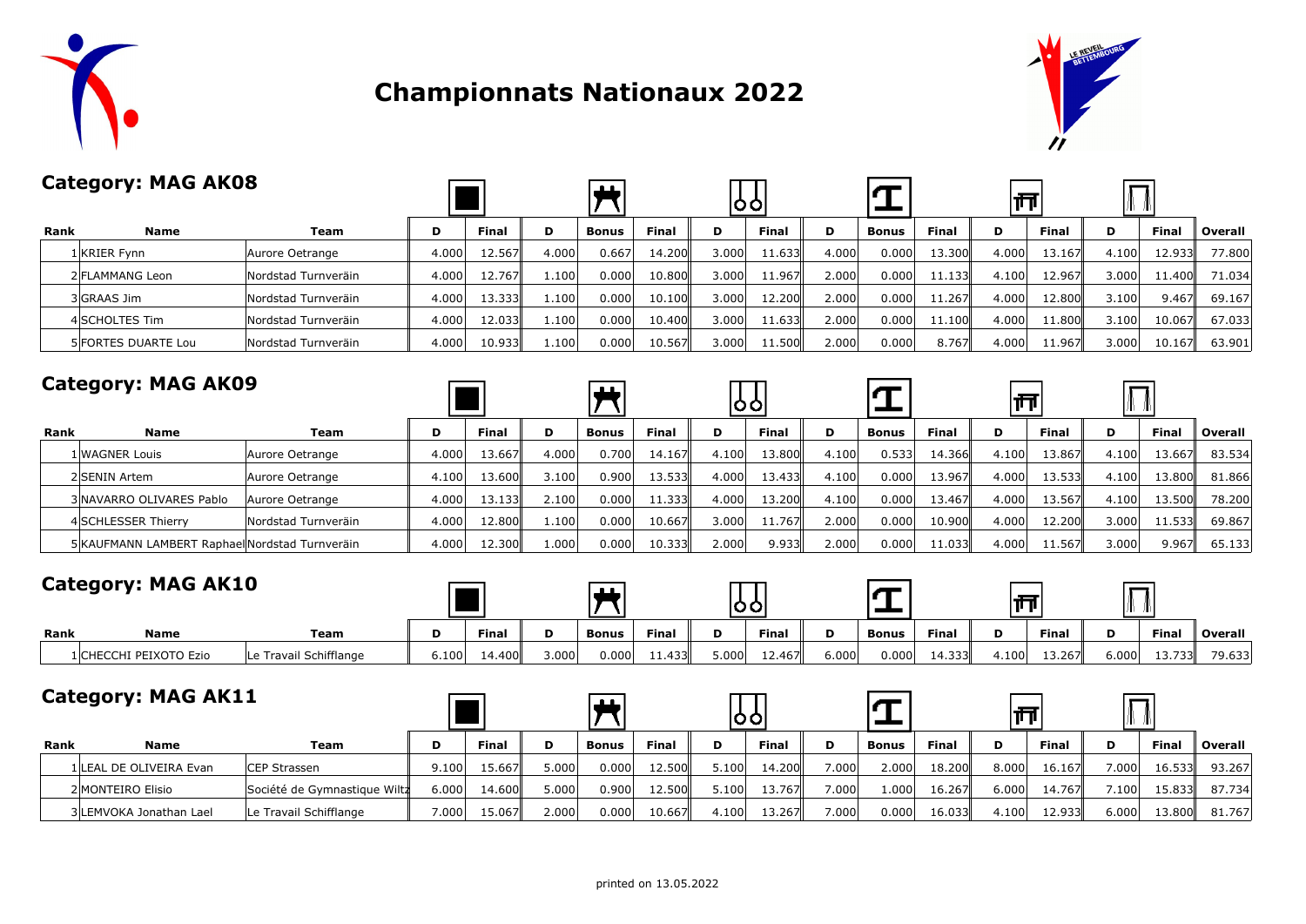# Championnats Nationaux 2022

## Category: MAG AK08

| Rank | Name | Team | D | Final | D | Bonus | Final | D | Final | D | Bonus | Final | D | Final | D | Final | Overall |
|---|---|---|---|---|---|---|---|---|---|---|---|---|---|---|---|---|---|
| 1 | KRIER Fynn | Aurore Oetrange | 4.000 | 12.567 | 4.000 | 0.667 | 14.200 | 3.000 | 11.633 | 4.000 | 0.000 | 13.300 | 4.000 | 13.167 | 4.100 | 12.933 | 77.800 |
| 2 | FLAMMANG Leon | Nordstad Turnveräin | 4.000 | 12.767 | 1.100 | 0.000 | 10.800 | 3.000 | 11.967 | 2.000 | 0.000 | 11.133 | 4.100 | 12.967 | 3.000 | 11.400 | 71.034 |
| 3 | GRAAS Jim | Nordstad Turnveräin | 4.000 | 13.333 | 1.100 | 0.000 | 10.100 | 3.000 | 12.200 | 2.000 | 0.000 | 11.267 | 4.000 | 12.800 | 3.100 | 9.467 | 69.167 |
| 4 | SCHOLTES Tim | Nordstad Turnveräin | 4.000 | 12.033 | 1.100 | 0.000 | 10.400 | 3.000 | 11.633 | 2.000 | 0.000 | 11.100 | 4.000 | 11.800 | 3.100 | 10.067 | 67.033 |
| 5 | FORTES DUARTE Lou | Nordstad Turnveräin | 4.000 | 10.933 | 1.100 | 0.000 | 10.567 | 3.000 | 11.500 | 2.000 | 0.000 | 8.767 | 4.000 | 11.967 | 3.000 | 10.167 | 63.901 |

## Category: MAG AK09

| Rank | Name | Team | D | Final | D | Bonus | Final | D | Final | D | Bonus | Final | D | Final | D | Final | Overall |
|---|---|---|---|---|---|---|---|---|---|---|---|---|---|---|---|---|---|
| 1 | WAGNER Louis | Aurore Oetrange | 4.000 | 13.667 | 4.000 | 0.700 | 14.167 | 4.100 | 13.800 | 4.100 | 0.533 | 14.366 | 4.100 | 13.867 | 4.100 | 13.667 | 83.534 |
| 2 | SENIN Artem | Aurore Oetrange | 4.100 | 13.600 | 3.100 | 0.900 | 13.533 | 4.000 | 13.433 | 4.100 | 0.000 | 13.967 | 4.000 | 13.533 | 4.100 | 13.800 | 81.866 |
| 3 | NAVARRO OLIVARES Pablo | Aurore Oetrange | 4.000 | 13.133 | 2.100 | 0.000 | 11.333 | 4.000 | 13.200 | 4.100 | 0.000 | 13.467 | 4.000 | 13.567 | 4.100 | 13.500 | 78.200 |
| 4 | SCHLESSER Thierry | Nordstad Turnveräin | 4.000 | 12.800 | 1.100 | 0.000 | 10.667 | 3.000 | 11.767 | 2.000 | 0.000 | 10.900 | 4.000 | 12.200 | 3.000 | 11.533 | 69.867 |
| 5 | KAUFMANN LAMBERT Raphael | Nordstad Turnveräin | 4.000 | 12.300 | 1.000 | 0.000 | 10.333 | 2.000 | 9.933 | 2.000 | 0.000 | 11.033 | 4.000 | 11.567 | 3.000 | 9.967 | 65.133 |

## Category: MAG AK10

| Rank | Name | Team | D | Final | D | Bonus | Final | D | Final | D | Bonus | Final | D | Final | D | Final | Overall |
|---|---|---|---|---|---|---|---|---|---|---|---|---|---|---|---|---|---|
| 1 | CHECCHI PEIXOTO Ezio | Le Travail Schifflange | 6.100 | 14.400 | 3.000 | 0.000 | 11.433 | 5.000 | 12.467 | 6.000 | 0.000 | 14.333 | 4.100 | 13.267 | 6.000 | 13.733 | 79.633 |

## Category: MAG AK11

| Rank | Name | Team | D | Final | D | Bonus | Final | D | Final | D | Bonus | Final | D | Final | D | Final | Overall |
|---|---|---|---|---|---|---|---|---|---|---|---|---|---|---|---|---|---|
| 1 | LEAL DE OLIVEIRA Evan | CEP Strassen | 9.100 | 15.667 | 5.000 | 0.000 | 12.500 | 5.100 | 14.200 | 7.000 | 2.000 | 18.200 | 8.000 | 16.167 | 7.000 | 16.533 | 93.267 |
| 2 | MONTEIRO Elisio | Société de Gymnastique Wiltz | 6.000 | 14.600 | 5.000 | 0.900 | 12.500 | 5.100 | 13.767 | 7.000 | 1.000 | 16.267 | 6.000 | 14.767 | 7.100 | 15.833 | 87.734 |
| 3 | LEMVOKA Jonathan Lael | Le Travail Schifflange | 7.000 | 15.067 | 2.000 | 0.000 | 10.667 | 4.100 | 13.267 | 7.000 | 0.000 | 16.033 | 4.100 | 12.933 | 6.000 | 13.800 | 81.767 |

printed on 13.05.2022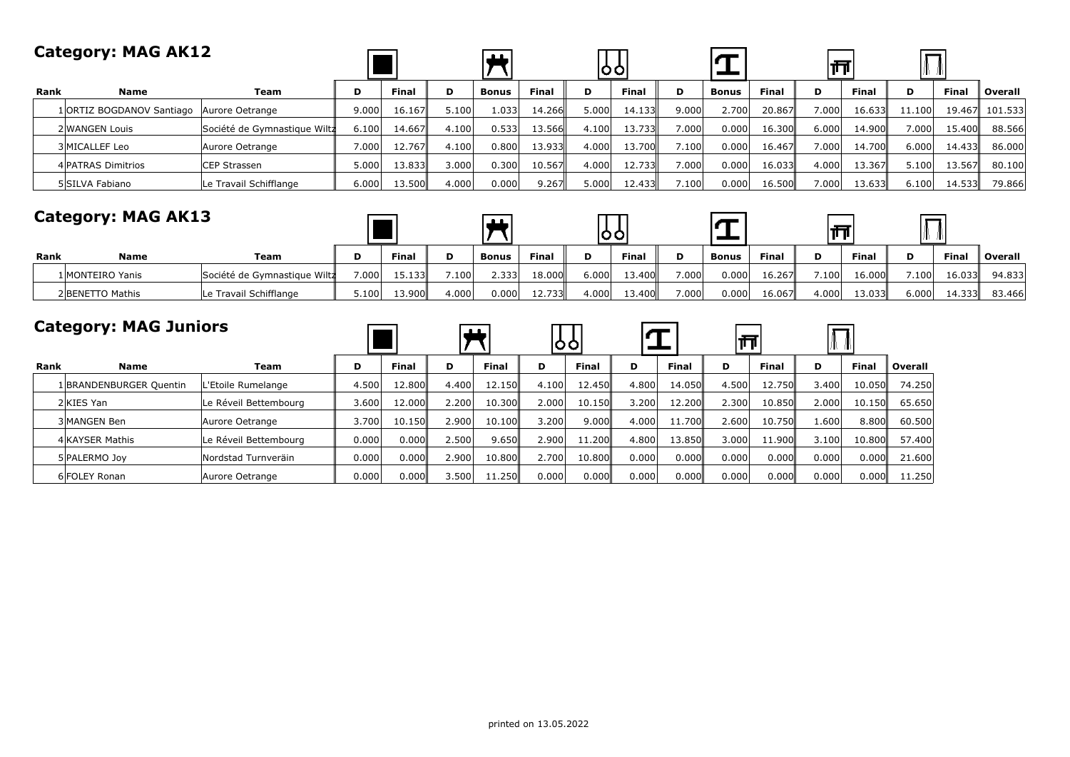## Category: MAG AK12

| Rank | Name | Team | D | Final | D | Bonus | Final | D | Final | D | Bonus | Final | D | Final | D | Final | Overall |
|---|---|---|---|---|---|---|---|---|---|---|---|---|---|---|---|---|---|
| 1 | ORTIZ BOGDANOV Santiago | Aurore Oetrange | 9.000 | 16.167 | 5.100 | 1.033 | 14.266 | 5.000 | 14.133 | 9.000 | 2.700 | 20.867 | 7.000 | 16.633 | 11.100 | 19.467 | 101.533 |
| 2 | WANGEN Louis | Société de Gymnastique Wiltz | 6.100 | 14.667 | 4.100 | 0.533 | 13.566 | 4.100 | 13.733 | 7.000 | 0.000 | 16.300 | 6.000 | 14.900 | 7.000 | 15.400 | 88.566 |
| 3 | MICALLEF Leo | Aurore Oetrange | 7.000 | 12.767 | 4.100 | 0.800 | 13.933 | 4.000 | 13.700 | 7.100 | 0.000 | 16.467 | 7.000 | 14.700 | 6.000 | 14.433 | 86.000 |
| 4 | PATRAS Dimitrios | CEP Strassen | 5.000 | 13.833 | 3.000 | 0.300 | 10.567 | 4.000 | 12.733 | 7.000 | 0.000 | 16.033 | 4.000 | 13.367 | 5.100 | 13.567 | 80.100 |
| 5 | SILVA Fabiano | Le Travail Schifflange | 6.000 | 13.500 | 4.000 | 0.000 | 9.267 | 5.000 | 12.433 | 7.100 | 0.000 | 16.500 | 7.000 | 13.633 | 6.100 | 14.533 | 79.866 |

## Category: MAG AK13

| Rank | Name | Team | D | Final | D | Bonus | Final | D | Final | D | Bonus | Final | D | Final | D | Final | Overall |
|---|---|---|---|---|---|---|---|---|---|---|---|---|---|---|---|---|---|
| 1 | MONTEIRO Yanis | Société de Gymnastique Wiltz | 7.000 | 15.133 | 7.100 | 2.333 | 18.000 | 6.000 | 13.400 | 7.000 | 0.000 | 16.267 | 7.100 | 16.000 | 7.100 | 16.033 | 94.833 |
| 2 | BENETTO Mathis | Le Travail Schifflange | 5.100 | 13.900 | 4.000 | 0.000 | 12.733 | 4.000 | 13.400 | 7.000 | 0.000 | 16.067 | 4.000 | 13.033 | 6.000 | 14.333 | 83.466 |

## Category: MAG Juniors

| Rank | Name | Team | D | Final | D | Final | D | Final | D | Final | D | Final | D | Final | Overall |
|---|---|---|---|---|---|---|---|---|---|---|---|---|---|---|---|
| 1 | BRANDENBURGER Quentin | L'Etoile Rumelange | 4.500 | 12.800 | 4.400 | 12.150 | 4.100 | 12.450 | 4.800 | 14.050 | 4.500 | 12.750 | 3.400 | 10.050 | 74.250 |
| 2 | KIES Yan | Le Réveil Bettembourg | 3.600 | 12.000 | 2.200 | 10.300 | 2.000 | 10.150 | 3.200 | 12.200 | 2.300 | 10.850 | 2.000 | 10.150 | 65.650 |
| 3 | MANGEN Ben | Aurore Oetrange | 3.700 | 10.150 | 2.900 | 10.100 | 3.200 | 9.000 | 4.000 | 11.700 | 2.600 | 10.750 | 1.600 | 8.800 | 60.500 |
| 4 | KAYSER Mathis | Le Réveil Bettembourg | 0.000 | 0.000 | 2.500 | 9.650 | 2.900 | 11.200 | 4.800 | 13.850 | 3.000 | 11.900 | 3.100 | 10.800 | 57.400 |
| 5 | PALERMO Joy | Nordstad Turnveräin | 0.000 | 0.000 | 2.900 | 10.800 | 2.700 | 10.800 | 0.000 | 0.000 | 0.000 | 0.000 | 0.000 | 0.000 | 21.600 |
| 6 | FOLEY Ronan | Aurore Oetrange | 0.000 | 0.000 | 3.500 | 11.250 | 0.000 | 0.000 | 0.000 | 0.000 | 0.000 | 0.000 | 0.000 | 0.000 | 11.250 |

printed on 13.05.2022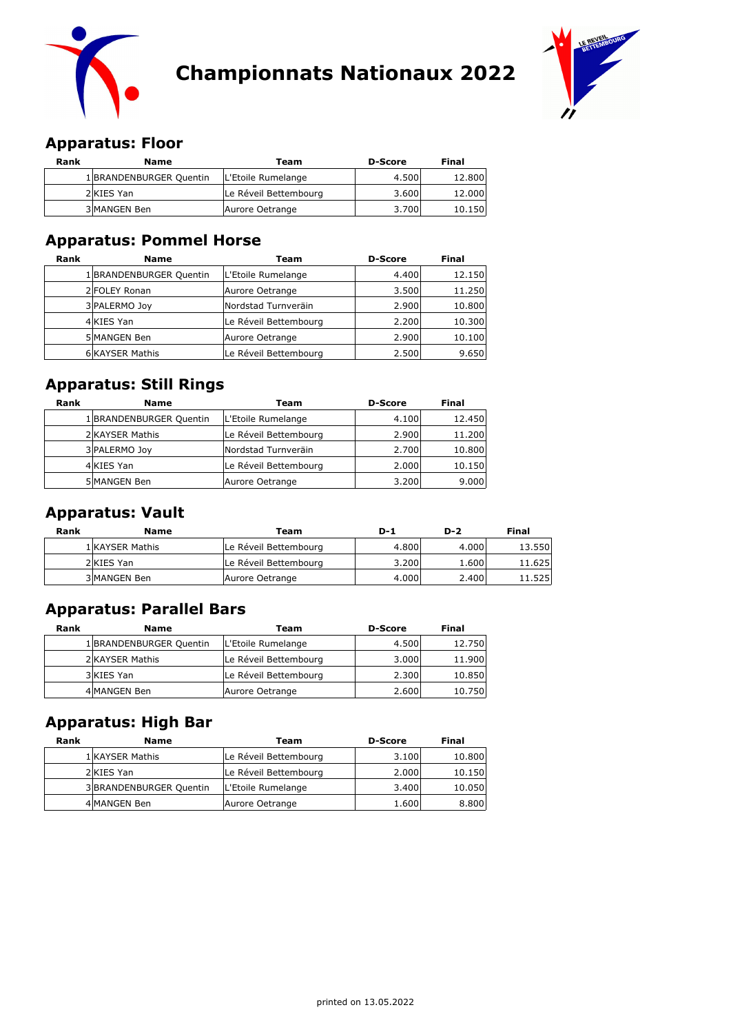# Championnats Nationaux 2022

## Apparatus: Floor

| Rank | Name | Team | D-Score | Final |
|---|---|---|---|---|
| 1 | BRANDENBURGER Quentin | L'Etoile Rumelange | 4.500 | 12.800 |
| 2 | KIES Yan | Le Réveil Bettembourg | 3.600 | 12.000 |
| 3 | MANGEN Ben | Aurore Oetrange | 3.700 | 10.150 |

## Apparatus: Pommel Horse

| Rank | Name | Team | D-Score | Final |
|---|---|---|---|---|
| 1 | BRANDENBURGER Quentin | L'Etoile Rumelange | 4.400 | 12.150 |
| 2 | FOLEY Ronan | Aurore Oetrange | 3.500 | 11.250 |
| 3 | PALERMO Joy | Nordstad Turnveräin | 2.900 | 10.800 |
| 4 | KIES Yan | Le Réveil Bettembourg | 2.200 | 10.300 |
| 5 | MANGEN Ben | Aurore Oetrange | 2.900 | 10.100 |
| 6 | KAYSER Mathis | Le Réveil Bettembourg | 2.500 | 9.650 |

## Apparatus: Still Rings

| Rank | Name | Team | D-Score | Final |
|---|---|---|---|---|
| 1 | BRANDENBURGER Quentin | L'Etoile Rumelange | 4.100 | 12.450 |
| 2 | KAYSER Mathis | Le Réveil Bettembourg | 2.900 | 11.200 |
| 3 | PALERMO Joy | Nordstad Turnveräin | 2.700 | 10.800 |
| 4 | KIES Yan | Le Réveil Bettembourg | 2.000 | 10.150 |
| 5 | MANGEN Ben | Aurore Oetrange | 3.200 | 9.000 |

## Apparatus: Vault

| Rank | Name | Team | D-1 | D-2 | Final |
|---|---|---|---|---|---|
| 1 | KAYSER Mathis | Le Réveil Bettembourg | 4.800 | 4.000 | 13.550 |
| 2 | KIES Yan | Le Réveil Bettembourg | 3.200 | 1.600 | 11.625 |
| 3 | MANGEN Ben | Aurore Oetrange | 4.000 | 2.400 | 11.525 |

## Apparatus: Parallel Bars

| Rank | Name | Team | D-Score | Final |
|---|---|---|---|---|
| 1 | BRANDENBURGER Quentin | L'Etoile Rumelange | 4.500 | 12.750 |
| 2 | KAYSER Mathis | Le Réveil Bettembourg | 3.000 | 11.900 |
| 3 | KIES Yan | Le Réveil Bettembourg | 2.300 | 10.850 |
| 4 | MANGEN Ben | Aurore Oetrange | 2.600 | 10.750 |

## Apparatus: High Bar

| Rank | Name | Team | D-Score | Final |
|---|---|---|---|---|
| 1 | KAYSER Mathis | Le Réveil Bettembourg | 3.100 | 10.800 |
| 2 | KIES Yan | Le Réveil Bettembourg | 2.000 | 10.150 |
| 3 | BRANDENBURGER Quentin | L'Etoile Rumelange | 3.400 | 10.050 |
| 4 | MANGEN Ben | Aurore Oetrange | 1.600 | 8.800 |

printed on 13.05.2022